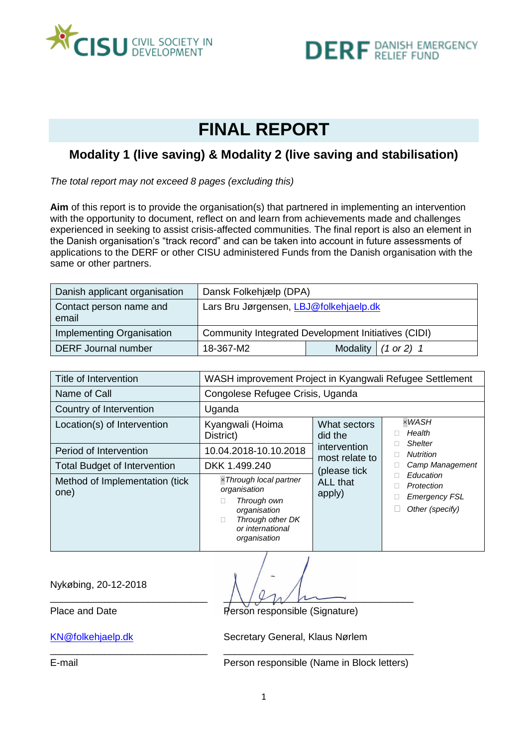CISU CIVIL SOCIETY IN DEVELOPMENT

DERF DANISH EMERGENCY RELIEF FUND

# FINAL REPORT

## Modality 1 (live saving) & Modality 2 (live saving and stabilisation)

*The total report may not exceed 8 pages (excluding this)*

**Aim** of this report is to provide the organisation(s) that partnered in implementing an intervention with the opportunity to document, reflect on and learn from achievements made and challenges experienced in seeking to assist crisis-affected communities. The final report is also an element in the Danish organisation's "track record" and can be taken into account in future assessments of applications to the DERF or other CISU administered Funds from the Danish organisation with the same or other partners.

| Danish applicant organisation | Dansk Folkehjælp (DPA) | | |
|---|---|---|---|
| Contact person name and email | Lars Bru Jørgensen, LBJ@folkehjaelp.dk | | |
| Implementing Organisation | Community Integrated Development Initiatives (CIDI) | | |
| DERF Journal number | 18-367-M2 | Modality | *(1 or 2)* 1 |

| Title of Intervention | WASH improvement Project in Kyangwali Refugee Settlement | | |
|---|---|---|---|
| Name of Call | Congolese Refugee Crisis, Uganda | | |
| Country of Intervention | Uganda | | |
| Location(s) of Intervention | Kyangwali (Hoima District) | What sectors did the intervention most relate to (please tick ALL that apply) | ×*WASH*<br>☐ *Health*<br>☐ *Shelter*<br>☐ *Nutrition*<br>☐ *Camp Management*<br>☐ *Education*<br>☐ *Protection*<br>☐ *Emergency FSL*<br>☐ *Other (specify)* |
| Period of Intervention | 10.04.2018-10.10.2018 | | |
| Total Budget of Intervention | DKK 1.499.240 | | |
| Method of Implementation (tick one) | ×*Through local partner organisation*<br>☐ *Through own organisation*<br>☐ *Through other DK or international organisation* | | |

Nykøbing, 20-12-2018

Place and Date

[Signature]

Person responsible (Signature)

KN@folkehjaelp.dk

E-mail

Secretary General, Klaus Nørlem

Person responsible (Name in Block letters)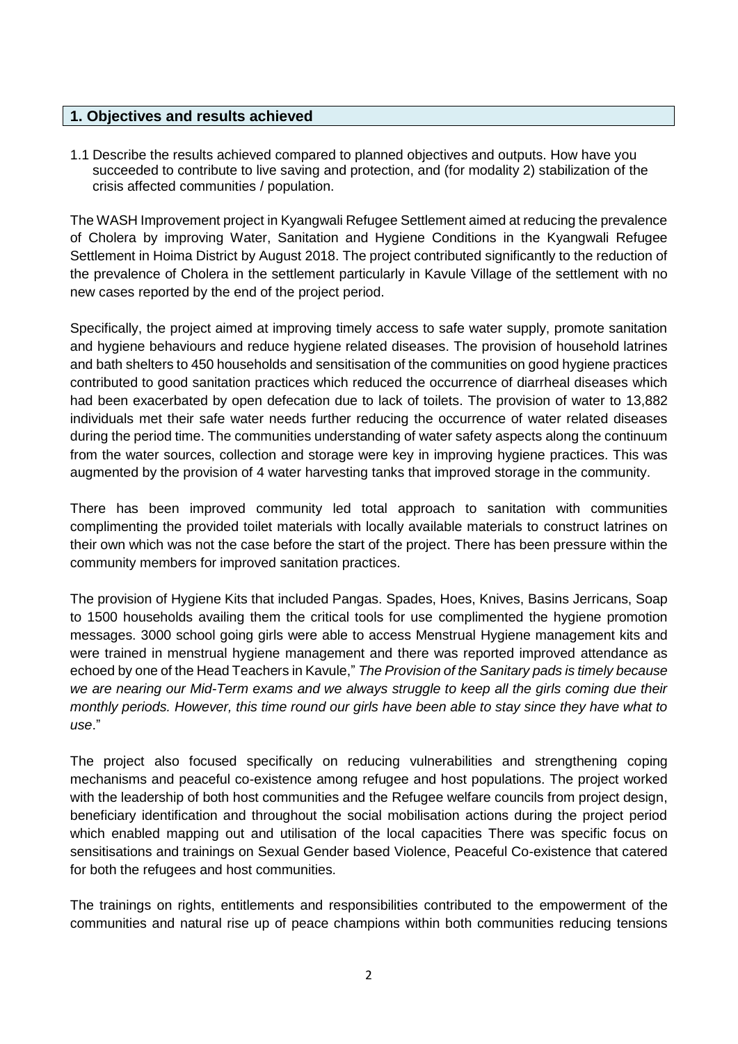## 1. Objectives and results achieved

1.1 Describe the results achieved compared to planned objectives and outputs. How have you succeeded to contribute to live saving and protection, and (for modality 2) stabilization of the crisis affected communities / population.

The WASH Improvement project in Kyangwali Refugee Settlement aimed at reducing the prevalence of Cholera by improving Water, Sanitation and Hygiene Conditions in the Kyangwali Refugee Settlement in Hoima District by August 2018. The project contributed significantly to the reduction of the prevalence of Cholera in the settlement particularly in Kavule Village of the settlement with no new cases reported by the end of the project period.

Specifically, the project aimed at improving timely access to safe water supply, promote sanitation and hygiene behaviours and reduce hygiene related diseases. The provision of household latrines and bath shelters to 450 households and sensitisation of the communities on good hygiene practices contributed to good sanitation practices which reduced the occurrence of diarrheal diseases which had been exacerbated by open defecation due to lack of toilets. The provision of water to 13,882 individuals met their safe water needs further reducing the occurrence of water related diseases during the period time. The communities understanding of water safety aspects along the continuum from the water sources, collection and storage were key in improving hygiene practices. This was augmented by the provision of 4 water harvesting tanks that improved storage in the community.

There has been improved community led total approach to sanitation with communities complimenting the provided toilet materials with locally available materials to construct latrines on their own which was not the case before the start of the project. There has been pressure within the community members for improved sanitation practices.

The provision of Hygiene Kits that included Pangas. Spades, Hoes, Knives, Basins Jerricans, Soap to 1500 households availing them the critical tools for use complimented the hygiene promotion messages. 3000 school going girls were able to access Menstrual Hygiene management kits and were trained in menstrual hygiene management and there was reported improved attendance as echoed by one of the Head Teachers in Kavule," *The Provision of the Sanitary pads is timely because we are nearing our Mid-Term exams and we always struggle to keep all the girls coming due their monthly periods. However, this time round our girls have been able to stay since they have what to use*."

The project also focused specifically on reducing vulnerabilities and strengthening coping mechanisms and peaceful co-existence among refugee and host populations. The project worked with the leadership of both host communities and the Refugee welfare councils from project design, beneficiary identification and throughout the social mobilisation actions during the project period which enabled mapping out and utilisation of the local capacities There was specific focus on sensitisations and trainings on Sexual Gender based Violence, Peaceful Co-existence that catered for both the refugees and host communities.

The trainings on rights, entitlements and responsibilities contributed to the empowerment of the communities and natural rise up of peace champions within both communities reducing tensions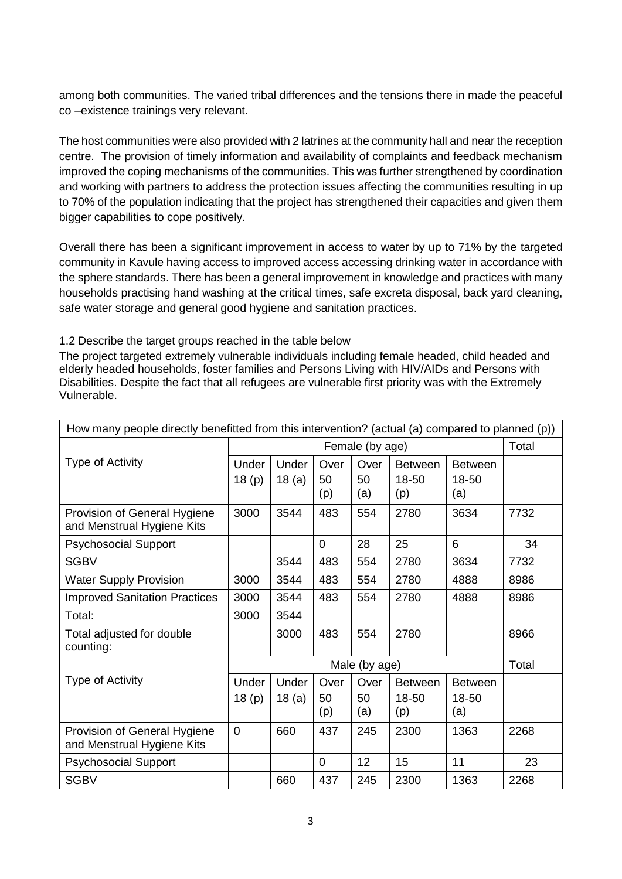among both communities. The varied tribal differences and the tensions there in made the peaceful co –existence trainings very relevant.

The host communities were also provided with 2 latrines at the community hall and near the reception centre. The provision of timely information and availability of complaints and feedback mechanism improved the coping mechanisms of the communities. This was further strengthened by coordination and working with partners to address the protection issues affecting the communities resulting in up to 70% of the population indicating that the project has strengthened their capacities and given them bigger capabilities to cope positively.

Overall there has been a significant improvement in access to water by up to 71% by the targeted community in Kavule having access to improved access accessing drinking water in accordance with the sphere standards. There has been a general improvement in knowledge and practices with many households practising hand washing at the critical times, safe excreta disposal, back yard cleaning, safe water storage and general good hygiene and sanitation practices.

1.2 Describe the target groups reached in the table below

The project targeted extremely vulnerable individuals including female headed, child headed and elderly headed households, foster families and Persons Living with HIV/AIDs and Persons with Disabilities. Despite the fact that all refugees are vulnerable first priority was with the Extremely Vulnerable.

| How many people directly benefitted from this intervention? (actual (a) compared to planned (p)) | | | | | | | |
|---|---|---|---|---|---|---|---|
| Type of Activity | Female (by age) | | | | | | Total |
| | Under 18 (p) | Under 18 (a) | Over 50 (p) | Over 50 (a) | Between 18-50 (p) | Between 18-50 (a) | |
| Provision of General Hygiene and Menstrual Hygiene Kits | 3000 | 3544 | 483 | 554 | 2780 | 3634 | 7732 |
| Psychosocial Support | | | 0 | 28 | 25 | 6 | 34 |
| SGBV | | 3544 | 483 | 554 | 2780 | 3634 | 7732 |
| Water Supply Provision | 3000 | 3544 | 483 | 554 | 2780 | 4888 | 8986 |
| Improved Sanitation Practices | 3000 | 3544 | 483 | 554 | 2780 | 4888 | 8986 |
| Total: | 3000 | 3544 | | | | | |
| Total adjusted for double counting: | | 3000 | 483 | 554 | 2780 | | 8966 |
| Type of Activity | Male (by age) | | | | | | Total |
| | Under 18 (p) | Under 18 (a) | Over 50 (p) | Over 50 (a) | Between 18-50 (p) | Between 18-50 (a) | |
| Provision of General Hygiene and Menstrual Hygiene Kits | 0 | 660 | 437 | 245 | 2300 | 1363 | 2268 |
| Psychosocial Support | | | 0 | 12 | 15 | 11 | 23 |
| SGBV | | 660 | 437 | 245 | 2300 | 1363 | 2268 |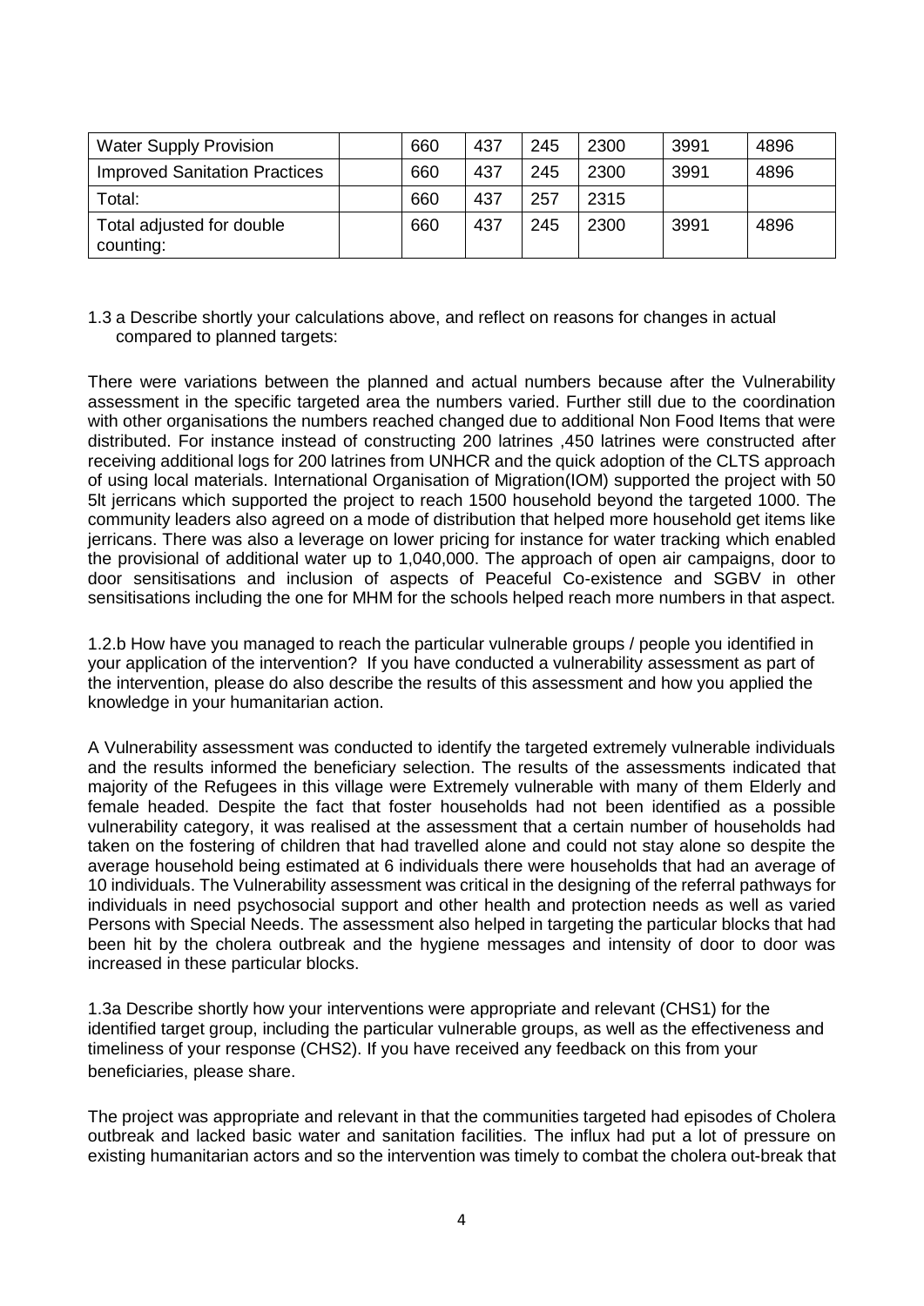| Water Supply Provision | | 660 | 437 | 245 | 2300 | 3991 | 4896 |
|---|---|---|---|---|---|---|---|
| Improved Sanitation Practices | | 660 | 437 | 245 | 2300 | 3991 | 4896 |
| Total: | | 660 | 437 | 257 | 2315 | | |
| Total adjusted for double counting: | | 660 | 437 | 245 | 2300 | 3991 | 4896 |

1.3 a Describe shortly your calculations above, and reflect on reasons for changes in actual compared to planned targets:

There were variations between the planned and actual numbers because after the Vulnerability assessment in the specific targeted area the numbers varied. Further still due to the coordination with other organisations the numbers reached changed due to additional Non Food Items that were distributed. For instance instead of constructing 200 latrines ,450 latrines were constructed after receiving additional logs for 200 latrines from UNHCR and the quick adoption of the CLTS approach of using local materials. International Organisation of Migration(IOM) supported the project with 50 5lt jerricans which supported the project to reach 1500 household beyond the targeted 1000. The community leaders also agreed on a mode of distribution that helped more household get items like jerricans. There was also a leverage on lower pricing for instance for water tracking which enabled the provisional of additional water up to 1,040,000. The approach of open air campaigns, door to door sensitisations and inclusion of aspects of Peaceful Co-existence and SGBV in other sensitisations including the one for MHM for the schools helped reach more numbers in that aspect.

1.2.b How have you managed to reach the particular vulnerable groups / people you identified in your application of the intervention? If you have conducted a vulnerability assessment as part of the intervention, please do also describe the results of this assessment and how you applied the knowledge in your humanitarian action.

A Vulnerability assessment was conducted to identify the targeted extremely vulnerable individuals and the results informed the beneficiary selection. The results of the assessments indicated that majority of the Refugees in this village were Extremely vulnerable with many of them Elderly and female headed. Despite the fact that foster households had not been identified as a possible vulnerability category, it was realised at the assessment that a certain number of households had taken on the fostering of children that had travelled alone and could not stay alone so despite the average household being estimated at 6 individuals there were households that had an average of 10 individuals. The Vulnerability assessment was critical in the designing of the referral pathways for individuals in need psychosocial support and other health and protection needs as well as varied Persons with Special Needs. The assessment also helped in targeting the particular blocks that had been hit by the cholera outbreak and the hygiene messages and intensity of door to door was increased in these particular blocks.

1.3a Describe shortly how your interventions were appropriate and relevant (CHS1) for the identified target group, including the particular vulnerable groups, as well as the effectiveness and timeliness of your response (CHS2). If you have received any feedback on this from your beneficiaries, please share.

The project was appropriate and relevant in that the communities targeted had episodes of Cholera outbreak and lacked basic water and sanitation facilities. The influx had put a lot of pressure on existing humanitarian actors and so the intervention was timely to combat the cholera out-break that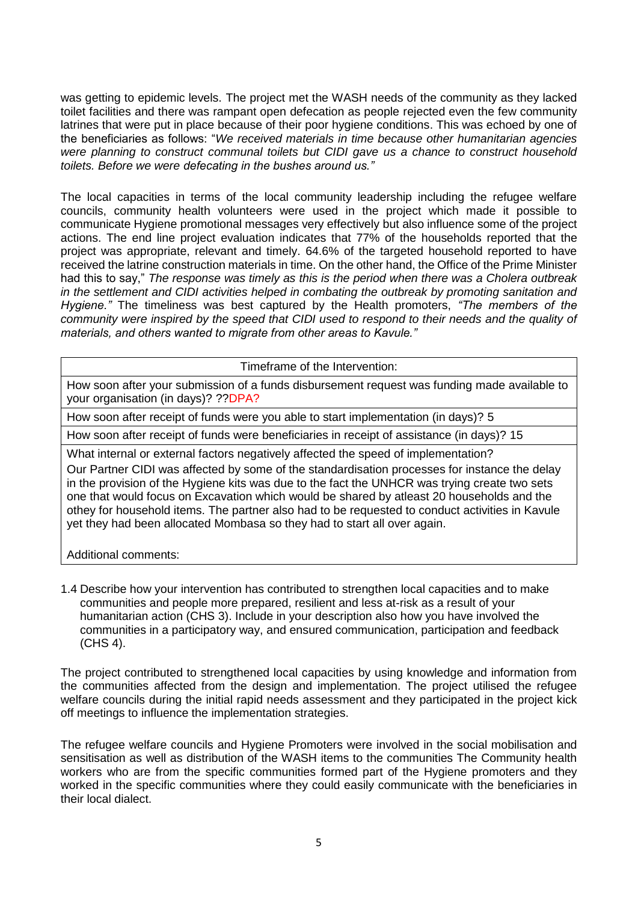was getting to epidemic levels. The project met the WASH needs of the community as they lacked toilet facilities and there was rampant open defecation as people rejected even the few community latrines that were put in place because of their poor hygiene conditions. This was echoed by one of the beneficiaries as follows: "*We received materials in time because other humanitarian agencies were planning to construct communal toilets but CIDI gave us a chance to construct household toilets. Before we were defecating in the bushes around us."*

The local capacities in terms of the local community leadership including the refugee welfare councils, community health volunteers were used in the project which made it possible to communicate Hygiene promotional messages very effectively but also influence some of the project actions. The end line project evaluation indicates that 77% of the households reported that the project was appropriate, relevant and timely. 64.6% of the targeted household reported to have received the latrine construction materials in time. On the other hand, the Office of the Prime Minister had this to say," *The response was timely as this is the period when there was a Cholera outbreak in the settlement and CIDI activities helped in combating the outbreak by promoting sanitation and Hygiene."* The timeliness was best captured by the Health promoters, *"The members of the community were inspired by the speed that CIDI used to respond to their needs and the quality of materials, and others wanted to migrate from other areas to Kavule."*

| Timeframe of the Intervention: |
| --- |
| How soon after your submission of a funds disbursement request was funding made available to your organisation (in days)? ??DPA? |
| How soon after receipt of funds were you able to start implementation (in days)? 5 |
| How soon after receipt of funds were beneficiaries in receipt of assistance (in days)? 15 |
| What internal or external factors negatively affected the speed of implementation? Our Partner CIDI was affected by some of the standardisation processes for instance the delay in the provision of the Hygiene kits was due to the fact the UNHCR was trying create two sets one that would focus on Excavation which would be shared by atleast 20 households and the othey for household items. The partner also had to be requested to conduct activities in Kavule yet they had been allocated Mombasa so they had to start all over again. |
| Additional comments: |

1.4 Describe how your intervention has contributed to strengthen local capacities and to make communities and people more prepared, resilient and less at-risk as a result of your humanitarian action (CHS 3). Include in your description also how you have involved the communities in a participatory way, and ensured communication, participation and feedback (CHS 4).

The project contributed to strengthened local capacities by using knowledge and information from the communities affected from the design and implementation. The project utilised the refugee welfare councils during the initial rapid needs assessment and they participated in the project kick off meetings to influence the implementation strategies.

The refugee welfare councils and Hygiene Promoters were involved in the social mobilisation and sensitisation as well as distribution of the WASH items to the communities The Community health workers who are from the specific communities formed part of the Hygiene promoters and they worked in the specific communities where they could easily communicate with the beneficiaries in their local dialect.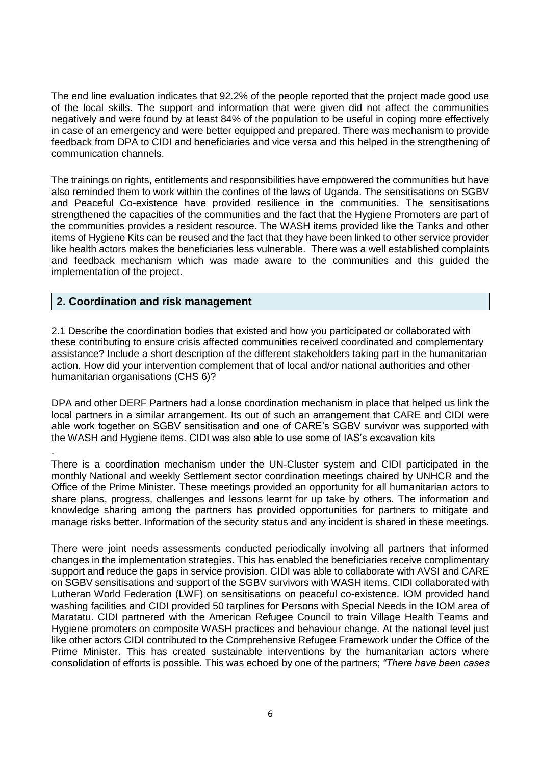The end line evaluation indicates that 92.2% of the people reported that the project made good use of the local skills. The support and information that were given did not affect the communities negatively and were found by at least 84% of the population to be useful in coping more effectively in case of an emergency and were better equipped and prepared. There was mechanism to provide feedback from DPA to CIDI and beneficiaries and vice versa and this helped in the strengthening of communication channels.

The trainings on rights, entitlements and responsibilities have empowered the communities but have also reminded them to work within the confines of the laws of Uganda. The sensitisations on SGBV and Peaceful Co-existence have provided resilience in the communities. The sensitisations strengthened the capacities of the communities and the fact that the Hygiene Promoters are part of the communities provides a resident resource. The WASH items provided like the Tanks and other items of Hygiene Kits can be reused and the fact that they have been linked to other service provider like health actors makes the beneficiaries less vulnerable. There was a well established complaints and feedback mechanism which was made aware to the communities and this guided the implementation of the project.

## 2. Coordination and risk management

2.1 Describe the coordination bodies that existed and how you participated or collaborated with these contributing to ensure crisis affected communities received coordinated and complementary assistance? Include a short description of the different stakeholders taking part in the humanitarian action. How did your intervention complement that of local and/or national authorities and other humanitarian organisations (CHS 6)?

DPA and other DERF Partners had a loose coordination mechanism in place that helped us link the local partners in a similar arrangement. Its out of such an arrangement that CARE and CIDI were able work together on SGBV sensitisation and one of CARE's SGBV survivor was supported with the WASH and Hygiene items. CIDI was also able to use some of IAS's excavation kits

.
There is a coordination mechanism under the UN-Cluster system and CIDI participated in the monthly National and weekly Settlement sector coordination meetings chaired by UNHCR and the Office of the Prime Minister. These meetings provided an opportunity for all humanitarian actors to share plans, progress, challenges and lessons learnt for up take by others. The information and knowledge sharing among the partners has provided opportunities for partners to mitigate and manage risks better. Information of the security status and any incident is shared in these meetings.

There were joint needs assessments conducted periodically involving all partners that informed changes in the implementation strategies. This has enabled the beneficiaries receive complimentary support and reduce the gaps in service provision. CIDI was able to collaborate with AVSI and CARE on SGBV sensitisations and support of the SGBV survivors with WASH items. CIDI collaborated with Lutheran World Federation (LWF) on sensitisations on peaceful co-existence. IOM provided hand washing facilities and CIDI provided 50 tarplines for Persons with Special Needs in the IOM area of Maratatu. CIDI partnered with the American Refugee Council to train Village Health Teams and Hygiene promoters on composite WASH practices and behaviour change. At the national level just like other actors CIDI contributed to the Comprehensive Refugee Framework under the Office of the Prime Minister. This has created sustainable interventions by the humanitarian actors where consolidation of efforts is possible. This was echoed by one of the partners; *"There have been cases*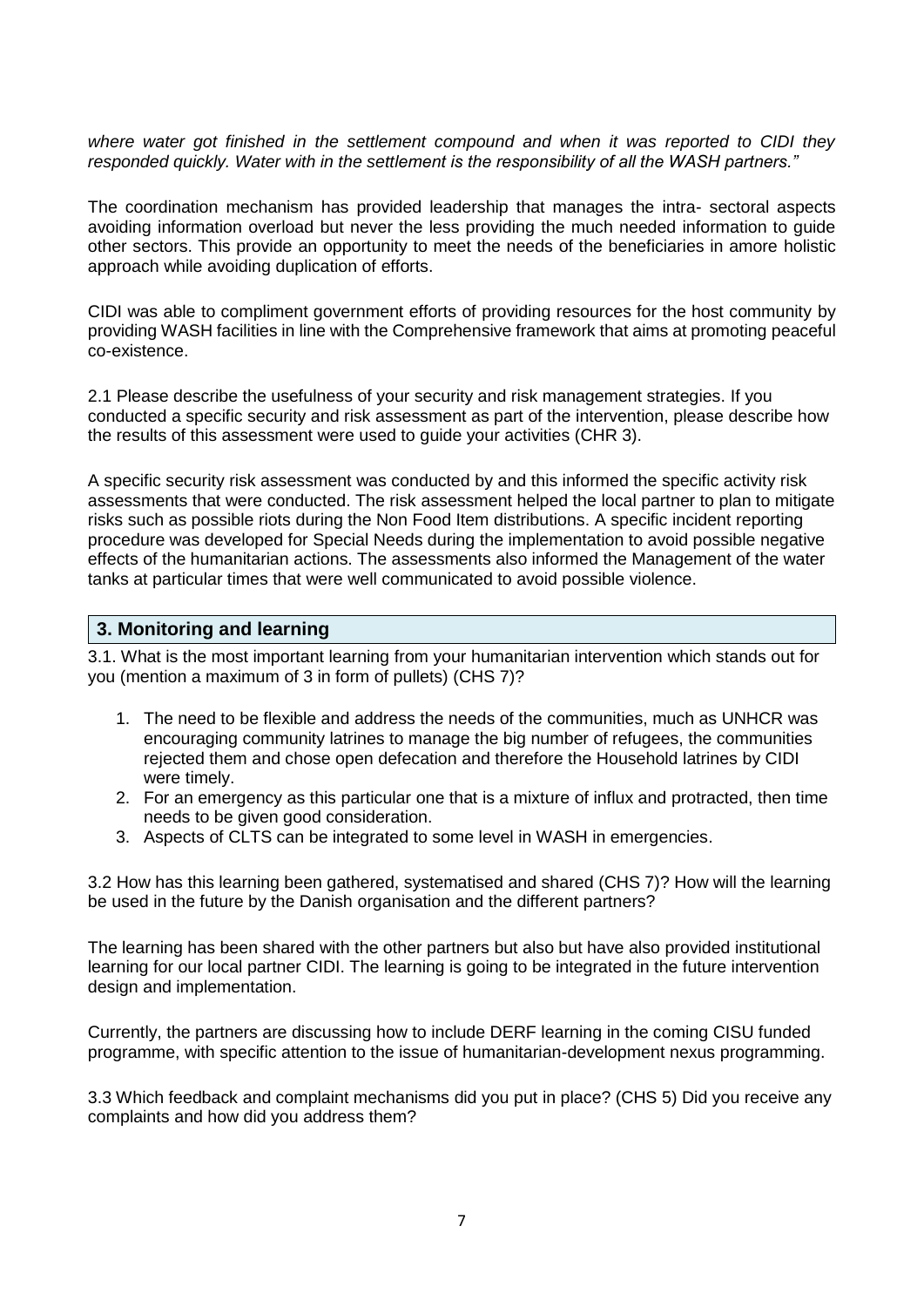*where water got finished in the settlement compound and when it was reported to CIDI they responded quickly. Water with in the settlement is the responsibility of all the WASH partners."*

The coordination mechanism has provided leadership that manages the intra- sectoral aspects avoiding information overload but never the less providing the much needed information to guide other sectors. This provide an opportunity to meet the needs of the beneficiaries in amore holistic approach while avoiding duplication of efforts.

CIDI was able to compliment government efforts of providing resources for the host community by providing WASH facilities in line with the Comprehensive framework that aims at promoting peaceful co-existence.

2.1 Please describe the usefulness of your security and risk management strategies. If you conducted a specific security and risk assessment as part of the intervention, please describe how the results of this assessment were used to guide your activities (CHR 3).

A specific security risk assessment was conducted by and this informed the specific activity risk assessments that were conducted. The risk assessment helped the local partner to plan to mitigate risks such as possible riots during the Non Food Item distributions. A specific incident reporting procedure was developed for Special Needs during the implementation to avoid possible negative effects of the humanitarian actions. The assessments also informed the Management of the water tanks at particular times that were well communicated to avoid possible violence.

## 3. Monitoring and learning

3.1. What is the most important learning from your humanitarian intervention which stands out for you (mention a maximum of 3 in form of pullets) (CHS 7)?

1. The need to be flexible and address the needs of the communities, much as UNHCR was encouraging community latrines to manage the big number of refugees, the communities rejected them and chose open defecation and therefore the Household latrines by CIDI were timely.
2. For an emergency as this particular one that is a mixture of influx and protracted, then time needs to be given good consideration.
3. Aspects of CLTS can be integrated to some level in WASH in emergencies.

3.2 How has this learning been gathered, systematised and shared (CHS 7)? How will the learning be used in the future by the Danish organisation and the different partners?

The learning has been shared with the other partners but also but have also provided institutional learning for our local partner CIDI. The learning is going to be integrated in the future intervention design and implementation.

Currently, the partners are discussing how to include DERF learning in the coming CISU funded programme, with specific attention to the issue of humanitarian-development nexus programming.

3.3 Which feedback and complaint mechanisms did you put in place? (CHS 5) Did you receive any complaints and how did you address them?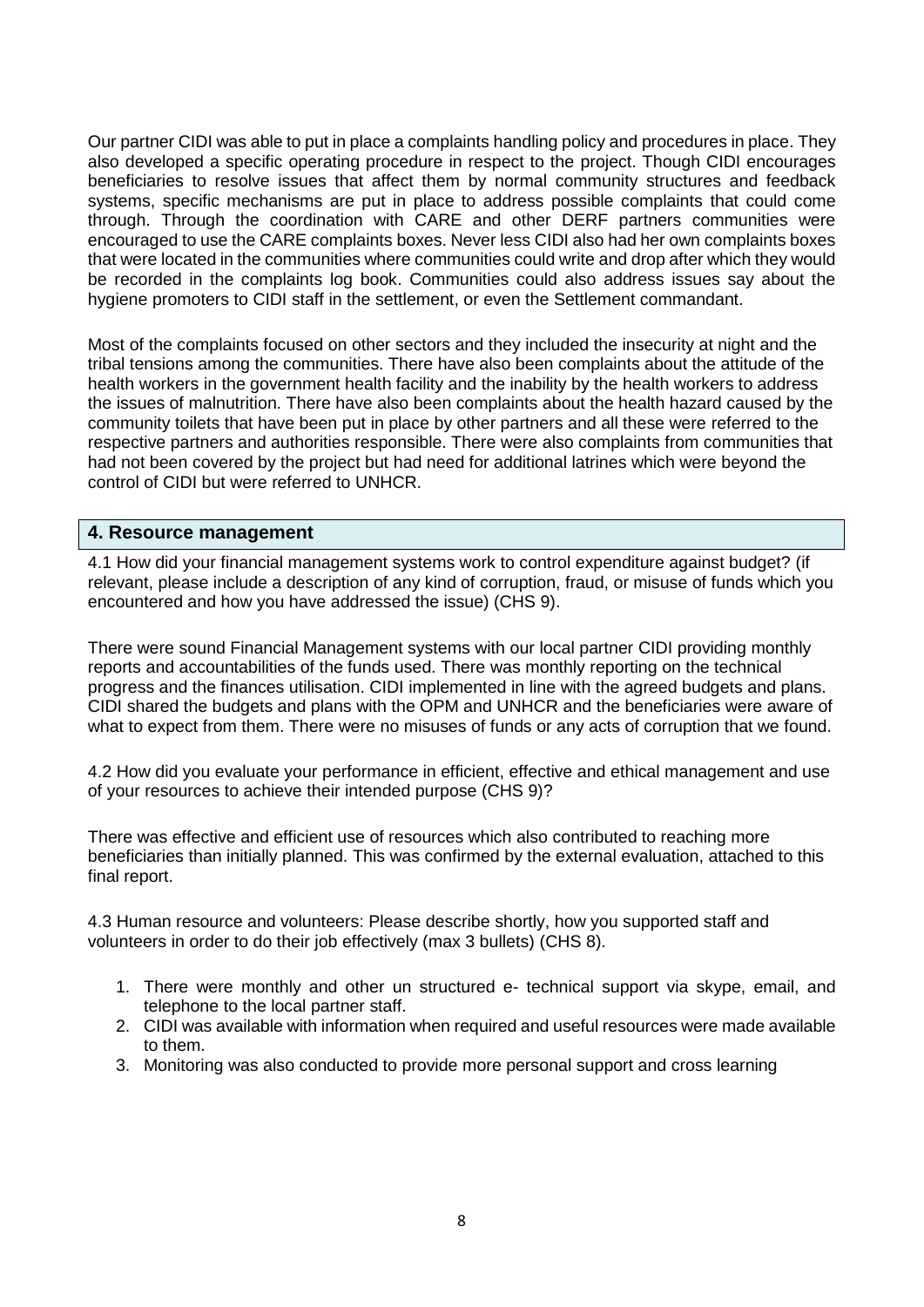Our partner CIDI was able to put in place a complaints handling policy and procedures in place. They also developed a specific operating procedure in respect to the project. Though CIDI encourages beneficiaries to resolve issues that affect them by normal community structures and feedback systems, specific mechanisms are put in place to address possible complaints that could come through. Through the coordination with CARE and other DERF partners communities were encouraged to use the CARE complaints boxes. Never less CIDI also had her own complaints boxes that were located in the communities where communities could write and drop after which they would be recorded in the complaints log book. Communities could also address issues say about the hygiene promoters to CIDI staff in the settlement, or even the Settlement commandant.

Most of the complaints focused on other sectors and they included the insecurity at night and the tribal tensions among the communities. There have also been complaints about the attitude of the health workers in the government health facility and the inability by the health workers to address the issues of malnutrition. There have also been complaints about the health hazard caused by the community toilets that have been put in place by other partners and all these were referred to the respective partners and authorities responsible. There were also complaints from communities that had not been covered by the project but had need for additional latrines which were beyond the control of CIDI but were referred to UNHCR.

## 4. Resource management

4.1 How did your financial management systems work to control expenditure against budget? (if relevant, please include a description of any kind of corruption, fraud, or misuse of funds which you encountered and how you have addressed the issue) (CHS 9).

There were sound Financial Management systems with our local partner CIDI providing monthly reports and accountabilities of the funds used. There was monthly reporting on the technical progress and the finances utilisation. CIDI implemented in line with the agreed budgets and plans. CIDI shared the budgets and plans with the OPM and UNHCR and the beneficiaries were aware of what to expect from them. There were no misuses of funds or any acts of corruption that we found.

4.2 How did you evaluate your performance in efficient, effective and ethical management and use of your resources to achieve their intended purpose (CHS 9)?

There was effective and efficient use of resources which also contributed to reaching more beneficiaries than initially planned. This was confirmed by the external evaluation, attached to this final report.

4.3 Human resource and volunteers: Please describe shortly, how you supported staff and volunteers in order to do their job effectively (max 3 bullets) (CHS 8).

1. There were monthly and other un structured e- technical support via skype, email, and telephone to the local partner staff.
2. CIDI was available with information when required and useful resources were made available to them.
3. Monitoring was also conducted to provide more personal support and cross learning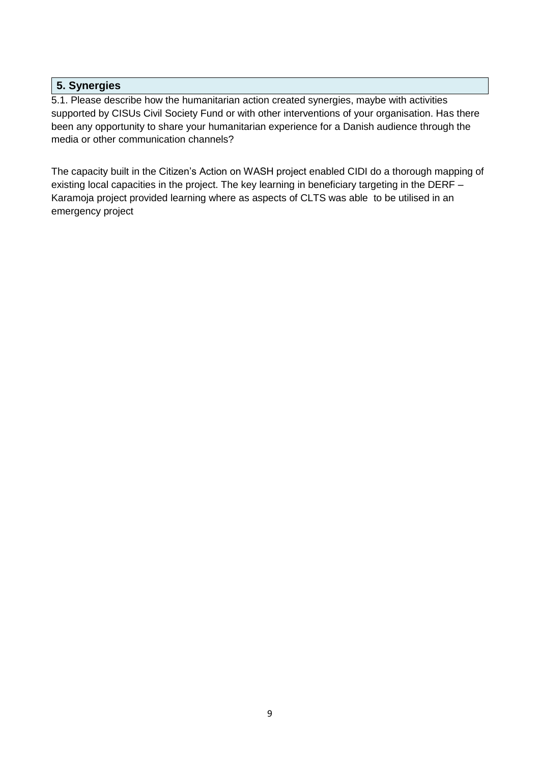## 5. Synergies

5.1. Please describe how the humanitarian action created synergies, maybe with activities supported by CISUs Civil Society Fund or with other interventions of your organisation. Has there been any opportunity to share your humanitarian experience for a Danish audience through the media or other communication channels?

The capacity built in the Citizen's Action on WASH project enabled CIDI do a thorough mapping of existing local capacities in the project. The key learning in beneficiary targeting in the DERF – Karamoja project provided learning where as aspects of CLTS was able to be utilised in an emergency project